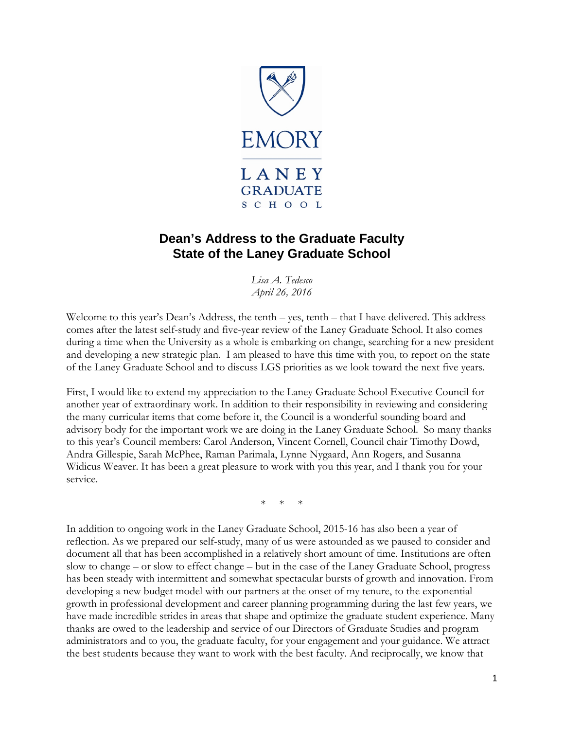EMORY

LANEY GRADUATE SCHOOL

# Dean's Address to the Graduate Faculty
# State of the Laney Graduate School

*Lisa A. Tedesco*
*April 26, 2016*

Welcome to this year's Dean's Address, the tenth – yes, tenth – that I have delivered. This address comes after the latest self-study and five-year review of the Laney Graduate School. It also comes during a time when the University as a whole is embarking on change, searching for a new president and developing a new strategic plan. I am pleased to have this time with you, to report on the state of the Laney Graduate School and to discuss LGS priorities as we look toward the next five years.

First, I would like to extend my appreciation to the Laney Graduate School Executive Council for another year of extraordinary work. In addition to their responsibility in reviewing and considering the many curricular items that come before it, the Council is a wonderful sounding board and advisory body for the important work we are doing in the Laney Graduate School. So many thanks to this year's Council members: Carol Anderson, Vincent Cornell, Council chair Timothy Dowd, Andra Gillespie, Sarah McPhee, Raman Parimala, Lynne Nygaard, Ann Rogers, and Susanna Widicus Weaver. It has been a great pleasure to work with you this year, and I thank you for your service.

\* \* \*

In addition to ongoing work in the Laney Graduate School, 2015-16 has also been a year of reflection. As we prepared our self-study, many of us were astounded as we paused to consider and document all that has been accomplished in a relatively short amount of time. Institutions are often slow to change – or slow to effect change – but in the case of the Laney Graduate School, progress has been steady with intermittent and somewhat spectacular bursts of growth and innovation. From developing a new budget model with our partners at the onset of my tenure, to the exponential growth in professional development and career planning programming during the last few years, we have made incredible strides in areas that shape and optimize the graduate student experience. Many thanks are owed to the leadership and service of our Directors of Graduate Studies and program administrators and to you, the graduate faculty, for your engagement and your guidance. We attract the best students because they want to work with the best faculty. And reciprocally, we know that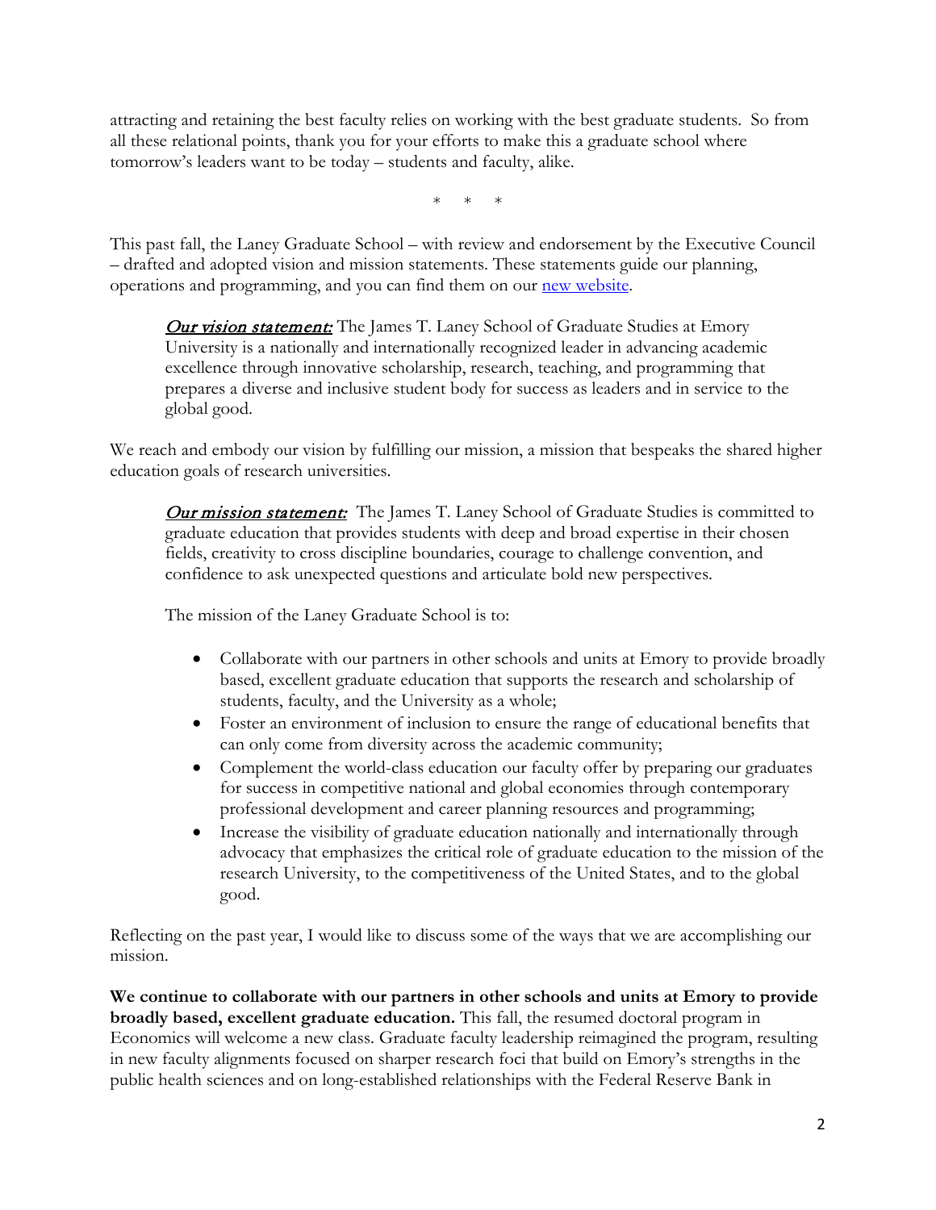attracting and retaining the best faculty relies on working with the best graduate students. So from all these relational points, thank you for your efforts to make this a graduate school where tomorrow's leaders want to be today – students and faculty, alike.

\*   \*   \*

This past fall, the Laney Graduate School – with review and endorsement by the Executive Council – drafted and adopted vision and mission statements. These statements guide our planning, operations and programming, and you can find them on our [new website](#).

> ***Our vision statement:*** The James T. Laney School of Graduate Studies at Emory University is a nationally and internationally recognized leader in advancing academic excellence through innovative scholarship, research, teaching, and programming that prepares a diverse and inclusive student body for success as leaders and in service to the global good.

We reach and embody our vision by fulfilling our mission, a mission that bespeaks the shared higher education goals of research universities.

> ***Our mission statement:*** The James T. Laney School of Graduate Studies is committed to graduate education that provides students with deep and broad expertise in their chosen fields, creativity to cross discipline boundaries, courage to challenge convention, and confidence to ask unexpected questions and articulate bold new perspectives.
>
> The mission of the Laney Graduate School is to:
>
> - Collaborate with our partners in other schools and units at Emory to provide broadly based, excellent graduate education that supports the research and scholarship of students, faculty, and the University as a whole;
> - Foster an environment of inclusion to ensure the range of educational benefits that can only come from diversity across the academic community;
> - Complement the world-class education our faculty offer by preparing our graduates for success in competitive national and global economies through contemporary professional development and career planning resources and programming;
> - Increase the visibility of graduate education nationally and internationally through advocacy that emphasizes the critical role of graduate education to the mission of the research University, to the competitiveness of the United States, and to the global good.

Reflecting on the past year, I would like to discuss some of the ways that we are accomplishing our mission.

**We continue to collaborate with our partners in other schools and units at Emory to provide broadly based, excellent graduate education.** This fall, the resumed doctoral program in Economics will welcome a new class. Graduate faculty leadership reimagined the program, resulting in new faculty alignments focused on sharper research foci that build on Emory's strengths in the public health sciences and on long-established relationships with the Federal Reserve Bank in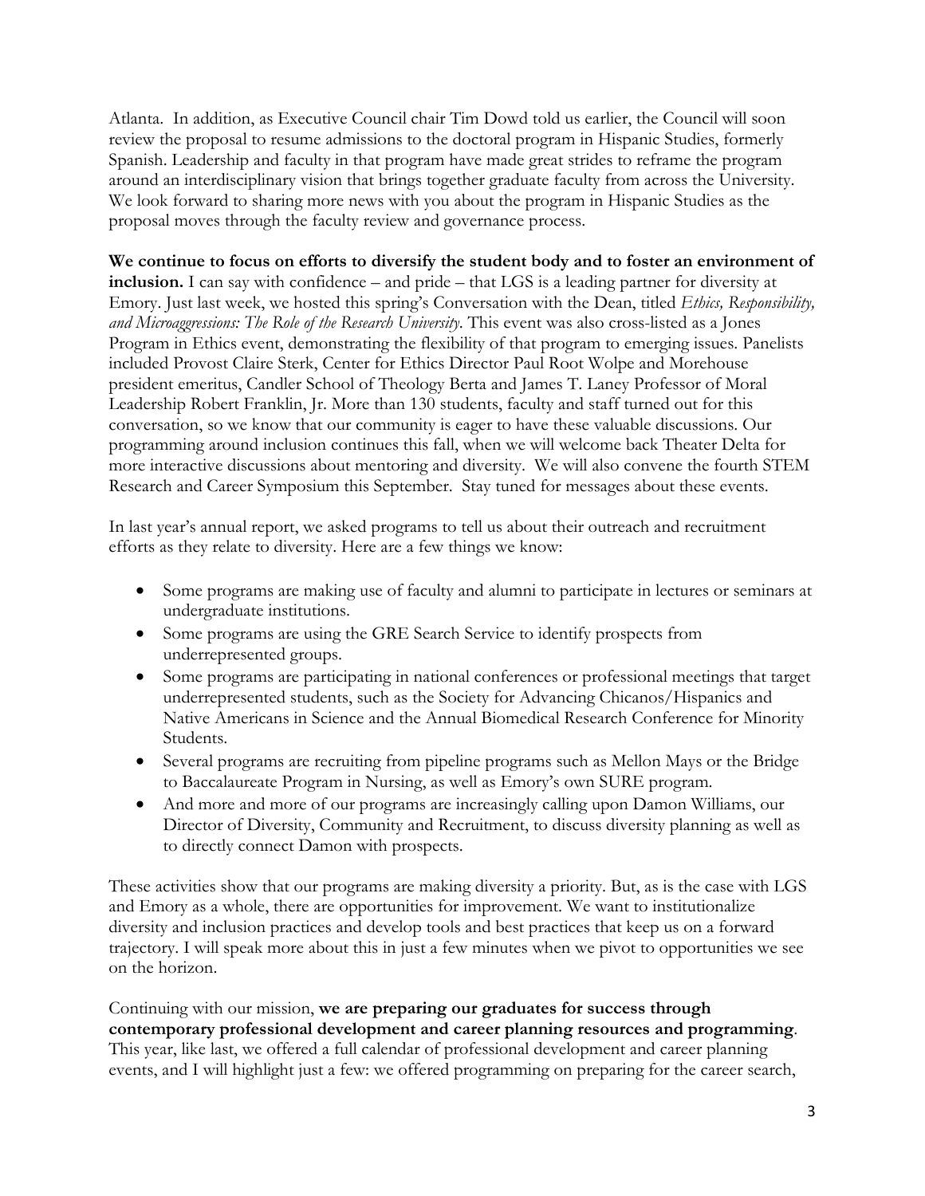Atlanta. In addition, as Executive Council chair Tim Dowd told us earlier, the Council will soon review the proposal to resume admissions to the doctoral program in Hispanic Studies, formerly Spanish. Leadership and faculty in that program have made great strides to reframe the program around an interdisciplinary vision that brings together graduate faculty from across the University. We look forward to sharing more news with you about the program in Hispanic Studies as the proposal moves through the faculty review and governance process.

**We continue to focus on efforts to diversify the student body and to foster an environment of inclusion.** I can say with confidence – and pride – that LGS is a leading partner for diversity at Emory. Just last week, we hosted this spring's Conversation with the Dean, titled *Ethics, Responsibility, and Microaggressions: The Role of the Research University*. This event was also cross-listed as a Jones Program in Ethics event, demonstrating the flexibility of that program to emerging issues. Panelists included Provost Claire Sterk, Center for Ethics Director Paul Root Wolpe and Morehouse president emeritus, Candler School of Theology Berta and James T. Laney Professor of Moral Leadership Robert Franklin, Jr. More than 130 students, faculty and staff turned out for this conversation, so we know that our community is eager to have these valuable discussions. Our programming around inclusion continues this fall, when we will welcome back Theater Delta for more interactive discussions about mentoring and diversity. We will also convene the fourth STEM Research and Career Symposium this September. Stay tuned for messages about these events.

In last year's annual report, we asked programs to tell us about their outreach and recruitment efforts as they relate to diversity. Here are a few things we know:

- Some programs are making use of faculty and alumni to participate in lectures or seminars at undergraduate institutions.
- Some programs are using the GRE Search Service to identify prospects from underrepresented groups.
- Some programs are participating in national conferences or professional meetings that target underrepresented students, such as the Society for Advancing Chicanos/Hispanics and Native Americans in Science and the Annual Biomedical Research Conference for Minority Students.
- Several programs are recruiting from pipeline programs such as Mellon Mays or the Bridge to Baccalaureate Program in Nursing, as well as Emory's own SURE program.
- And more and more of our programs are increasingly calling upon Damon Williams, our Director of Diversity, Community and Recruitment, to discuss diversity planning as well as to directly connect Damon with prospects.

These activities show that our programs are making diversity a priority. But, as is the case with LGS and Emory as a whole, there are opportunities for improvement. We want to institutionalize diversity and inclusion practices and develop tools and best practices that keep us on a forward trajectory. I will speak more about this in just a few minutes when we pivot to opportunities we see on the horizon.

Continuing with our mission, **we are preparing our graduates for success through contemporary professional development and career planning resources and programming**. This year, like last, we offered a full calendar of professional development and career planning events, and I will highlight just a few: we offered programming on preparing for the career search,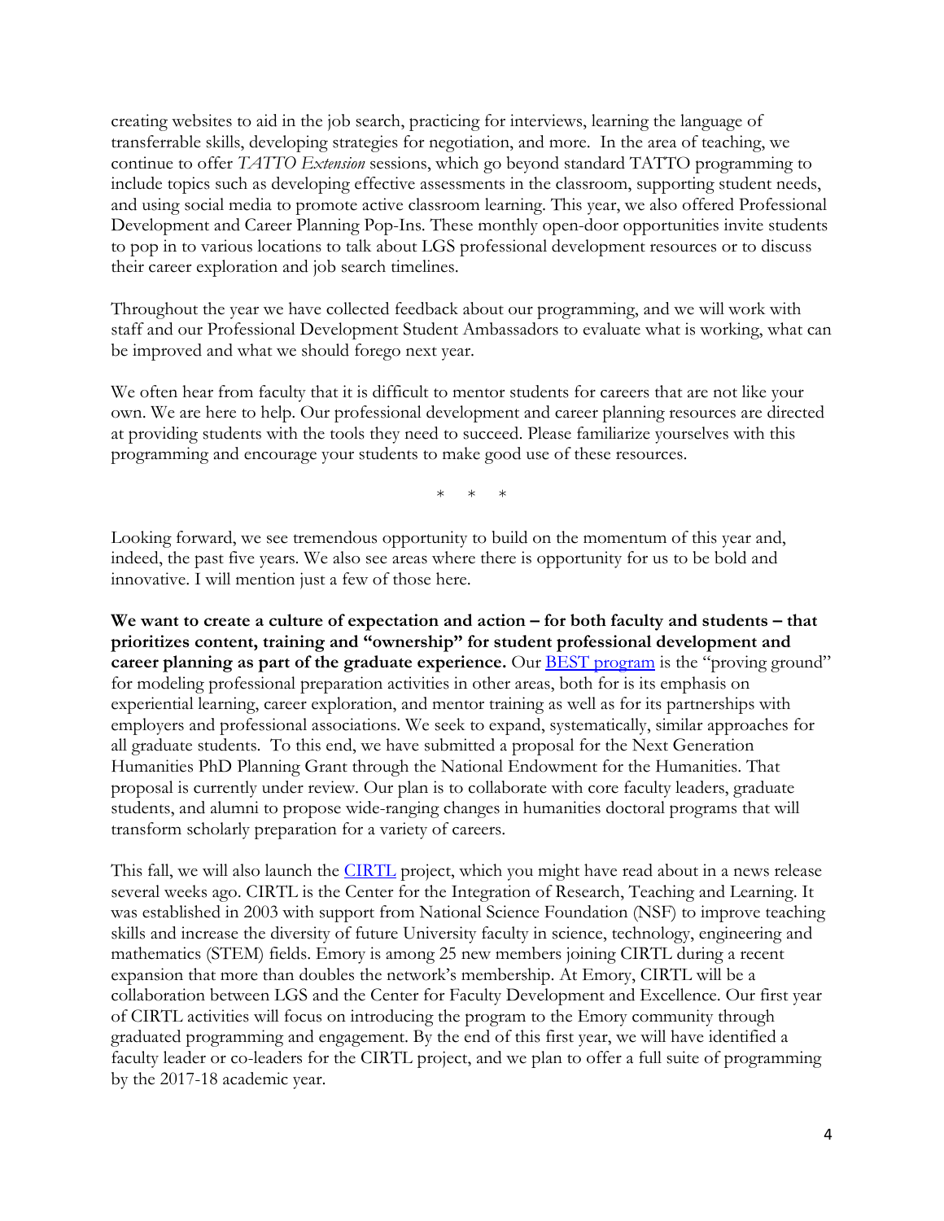creating websites to aid in the job search, practicing for interviews, learning the language of transferrable skills, developing strategies for negotiation, and more. In the area of teaching, we continue to offer *TATTO Extension* sessions, which go beyond standard TATTO programming to include topics such as developing effective assessments in the classroom, supporting student needs, and using social media to promote active classroom learning. This year, we also offered Professional Development and Career Planning Pop-Ins. These monthly open-door opportunities invite students to pop in to various locations to talk about LGS professional development resources or to discuss their career exploration and job search timelines.

Throughout the year we have collected feedback about our programming, and we will work with staff and our Professional Development Student Ambassadors to evaluate what is working, what can be improved and what we should forego next year.

We often hear from faculty that it is difficult to mentor students for careers that are not like your own. We are here to help. Our professional development and career planning resources are directed at providing students with the tools they need to succeed. Please familiarize yourselves with this programming and encourage your students to make good use of these resources.

\* \* \*

Looking forward, we see tremendous opportunity to build on the momentum of this year and, indeed, the past five years. We also see areas where there is opportunity for us to be bold and innovative. I will mention just a few of those here.

**We want to create a culture of expectation and action – for both faculty and students – that prioritizes content, training and "ownership" for student professional development and career planning as part of the graduate experience.** Our BEST program is the "proving ground" for modeling professional preparation activities in other areas, both for is its emphasis on experiential learning, career exploration, and mentor training as well as for its partnerships with employers and professional associations. We seek to expand, systematically, similar approaches for all graduate students. To this end, we have submitted a proposal for the Next Generation Humanities PhD Planning Grant through the National Endowment for the Humanities. That proposal is currently under review. Our plan is to collaborate with core faculty leaders, graduate students, and alumni to propose wide-ranging changes in humanities doctoral programs that will transform scholarly preparation for a variety of careers.

This fall, we will also launch the CIRTL project, which you might have read about in a news release several weeks ago. CIRTL is the Center for the Integration of Research, Teaching and Learning. It was established in 2003 with support from National Science Foundation (NSF) to improve teaching skills and increase the diversity of future University faculty in science, technology, engineering and mathematics (STEM) fields. Emory is among 25 new members joining CIRTL during a recent expansion that more than doubles the network's membership. At Emory, CIRTL will be a collaboration between LGS and the Center for Faculty Development and Excellence. Our first year of CIRTL activities will focus on introducing the program to the Emory community through graduated programming and engagement. By the end of this first year, we will have identified a faculty leader or co-leaders for the CIRTL project, and we plan to offer a full suite of programming by the 2017-18 academic year.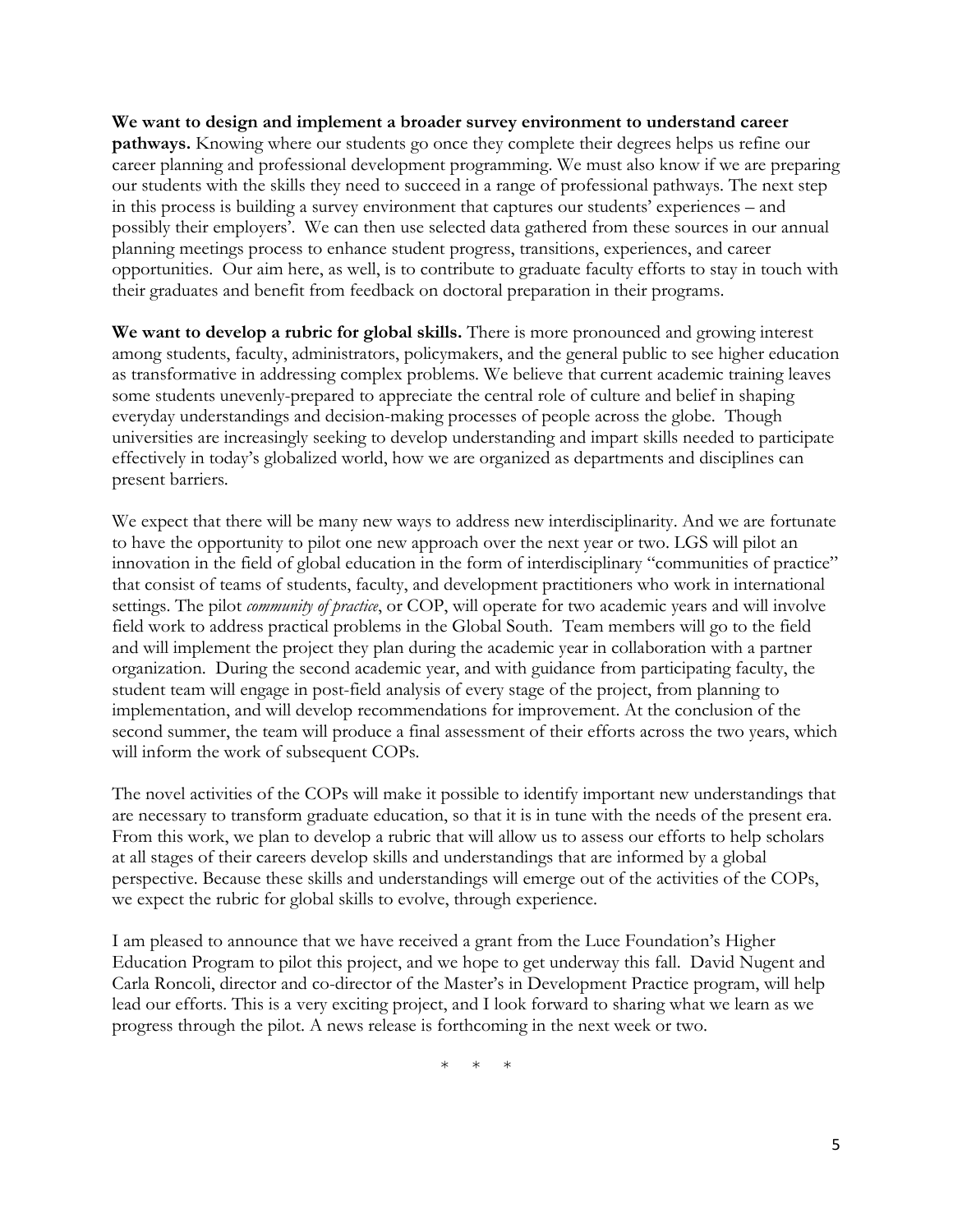**We want to design and implement a broader survey environment to understand career pathways.** Knowing where our students go once they complete their degrees helps us refine our career planning and professional development programming. We must also know if we are preparing our students with the skills they need to succeed in a range of professional pathways. The next step in this process is building a survey environment that captures our students' experiences – and possibly their employers'. We can then use selected data gathered from these sources in our annual planning meetings process to enhance student progress, transitions, experiences, and career opportunities. Our aim here, as well, is to contribute to graduate faculty efforts to stay in touch with their graduates and benefit from feedback on doctoral preparation in their programs.

**We want to develop a rubric for global skills.** There is more pronounced and growing interest among students, faculty, administrators, policymakers, and the general public to see higher education as transformative in addressing complex problems. We believe that current academic training leaves some students unevenly-prepared to appreciate the central role of culture and belief in shaping everyday understandings and decision-making processes of people across the globe. Though universities are increasingly seeking to develop understanding and impart skills needed to participate effectively in today's globalized world, how we are organized as departments and disciplines can present barriers.

We expect that there will be many new ways to address new interdisciplinarity. And we are fortunate to have the opportunity to pilot one new approach over the next year or two. LGS will pilot an innovation in the field of global education in the form of interdisciplinary "communities of practice" that consist of teams of students, faculty, and development practitioners who work in international settings. The pilot *community of practice*, or COP, will operate for two academic years and will involve field work to address practical problems in the Global South. Team members will go to the field and will implement the project they plan during the academic year in collaboration with a partner organization. During the second academic year, and with guidance from participating faculty, the student team will engage in post-field analysis of every stage of the project, from planning to implementation, and will develop recommendations for improvement. At the conclusion of the second summer, the team will produce a final assessment of their efforts across the two years, which will inform the work of subsequent COPs.

The novel activities of the COPs will make it possible to identify important new understandings that are necessary to transform graduate education, so that it is in tune with the needs of the present era. From this work, we plan to develop a rubric that will allow us to assess our efforts to help scholars at all stages of their careers develop skills and understandings that are informed by a global perspective. Because these skills and understandings will emerge out of the activities of the COPs, we expect the rubric for global skills to evolve, through experience.

I am pleased to announce that we have received a grant from the Luce Foundation's Higher Education Program to pilot this project, and we hope to get underway this fall. David Nugent and Carla Roncoli, director and co-director of the Master's in Development Practice program, will help lead our efforts. This is a very exciting project, and I look forward to sharing what we learn as we progress through the pilot. A news release is forthcoming in the next week or two.

\* \* \*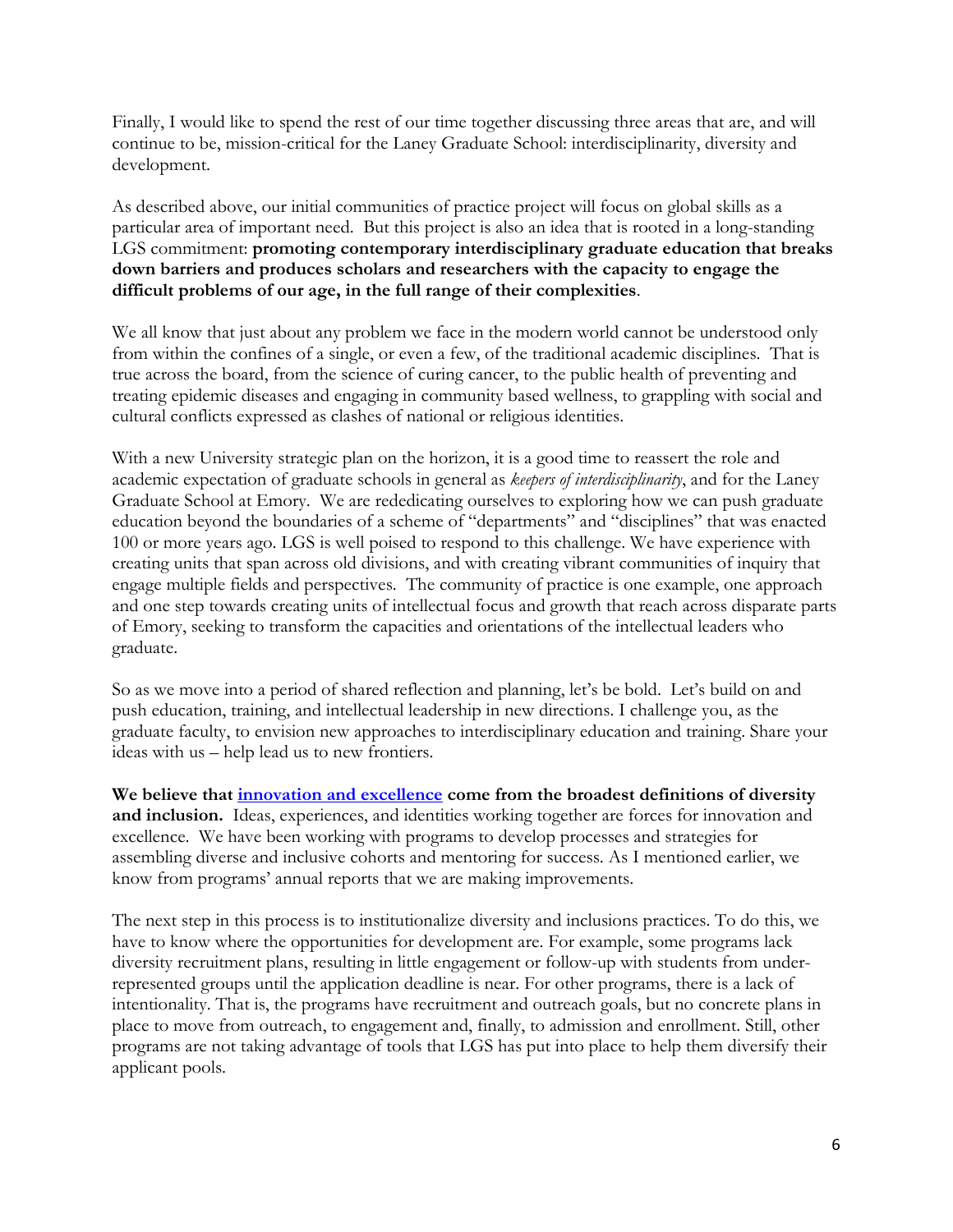Finally, I would like to spend the rest of our time together discussing three areas that are, and will continue to be, mission-critical for the Laney Graduate School: interdisciplinarity, diversity and development.

As described above, our initial communities of practice project will focus on global skills as a particular area of important need. But this project is also an idea that is rooted in a long-standing LGS commitment: **promoting contemporary interdisciplinary graduate education that breaks down barriers and produces scholars and researchers with the capacity to engage the difficult problems of our age, in the full range of their complexities**.

We all know that just about any problem we face in the modern world cannot be understood only from within the confines of a single, or even a few, of the traditional academic disciplines. That is true across the board, from the science of curing cancer, to the public health of preventing and treating epidemic diseases and engaging in community based wellness, to grappling with social and cultural conflicts expressed as clashes of national or religious identities.

With a new University strategic plan on the horizon, it is a good time to reassert the role and academic expectation of graduate schools in general as *keepers of interdisciplinarity*, and for the Laney Graduate School at Emory. We are rededicating ourselves to exploring how we can push graduate education beyond the boundaries of a scheme of "departments" and "disciplines" that was enacted 100 or more years ago. LGS is well poised to respond to this challenge. We have experience with creating units that span across old divisions, and with creating vibrant communities of inquiry that engage multiple fields and perspectives. The community of practice is one example, one approach and one step towards creating units of intellectual focus and growth that reach across disparate parts of Emory, seeking to transform the capacities and orientations of the intellectual leaders who graduate.

So as we move into a period of shared reflection and planning, let's be bold. Let's build on and push education, training, and intellectual leadership in new directions. I challenge you, as the graduate faculty, to envision new approaches to interdisciplinary education and training. Share your ideas with us – help lead us to new frontiers.

**We believe that innovation and excellence come from the broadest definitions of diversity and inclusion.** Ideas, experiences, and identities working together are forces for innovation and excellence. We have been working with programs to develop processes and strategies for assembling diverse and inclusive cohorts and mentoring for success. As I mentioned earlier, we know from programs' annual reports that we are making improvements.

The next step in this process is to institutionalize diversity and inclusions practices. To do this, we have to know where the opportunities for development are. For example, some programs lack diversity recruitment plans, resulting in little engagement or follow-up with students from under-represented groups until the application deadline is near. For other programs, there is a lack of intentionality. That is, the programs have recruitment and outreach goals, but no concrete plans in place to move from outreach, to engagement and, finally, to admission and enrollment. Still, other programs are not taking advantage of tools that LGS has put into place to help them diversify their applicant pools.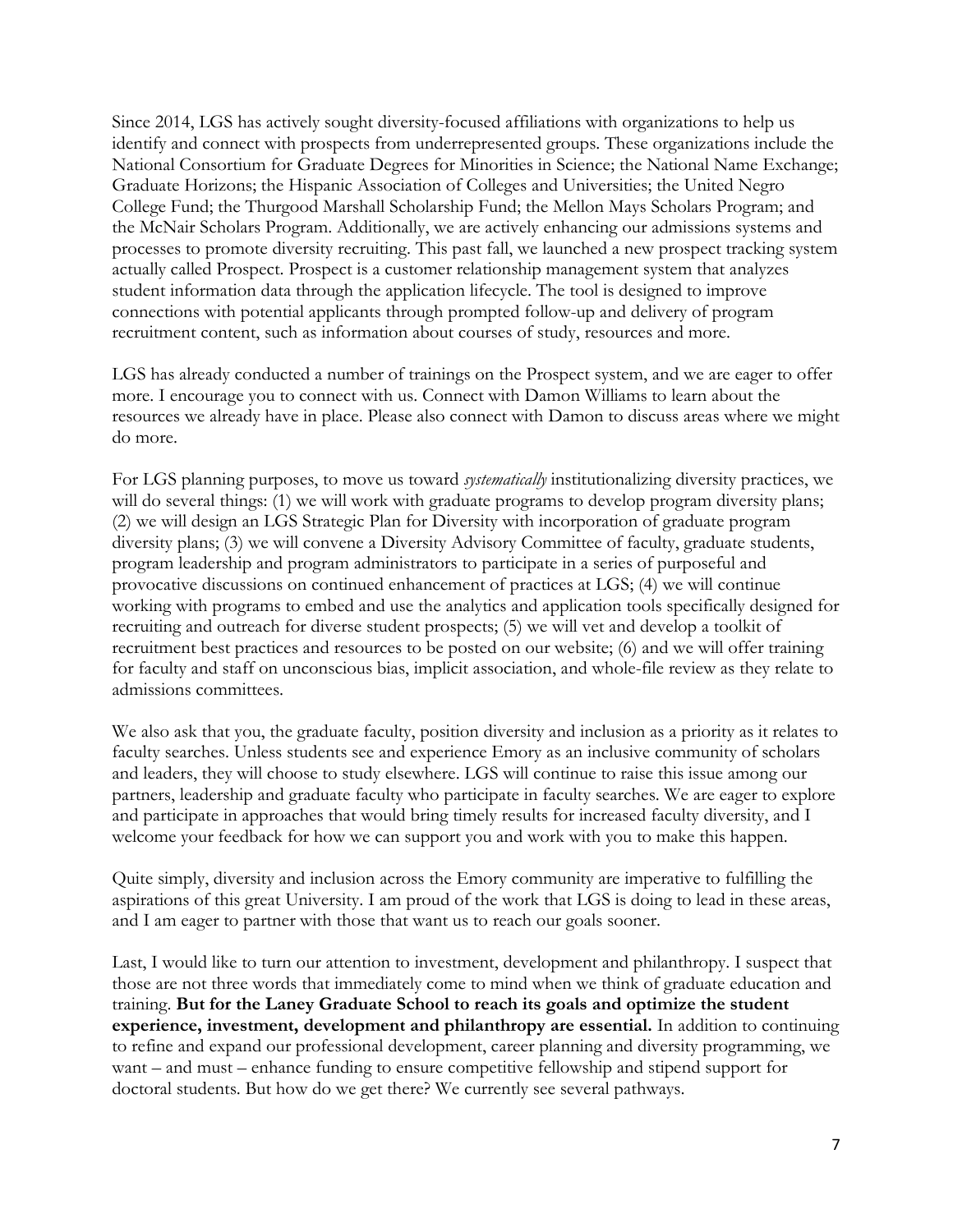Since 2014, LGS has actively sought diversity-focused affiliations with organizations to help us identify and connect with prospects from underrepresented groups. These organizations include the National Consortium for Graduate Degrees for Minorities in Science; the National Name Exchange; Graduate Horizons; the Hispanic Association of Colleges and Universities; the United Negro College Fund; the Thurgood Marshall Scholarship Fund; the Mellon Mays Scholars Program; and the McNair Scholars Program. Additionally, we are actively enhancing our admissions systems and processes to promote diversity recruiting. This past fall, we launched a new prospect tracking system actually called Prospect. Prospect is a customer relationship management system that analyzes student information data through the application lifecycle. The tool is designed to improve connections with potential applicants through prompted follow-up and delivery of program recruitment content, such as information about courses of study, resources and more.

LGS has already conducted a number of trainings on the Prospect system, and we are eager to offer more. I encourage you to connect with us. Connect with Damon Williams to learn about the resources we already have in place. Please also connect with Damon to discuss areas where we might do more.

For LGS planning purposes, to move us toward *systematically* institutionalizing diversity practices, we will do several things: (1) we will work with graduate programs to develop program diversity plans; (2) we will design an LGS Strategic Plan for Diversity with incorporation of graduate program diversity plans; (3) we will convene a Diversity Advisory Committee of faculty, graduate students, program leadership and program administrators to participate in a series of purposeful and provocative discussions on continued enhancement of practices at LGS; (4) we will continue working with programs to embed and use the analytics and application tools specifically designed for recruiting and outreach for diverse student prospects; (5) we will vet and develop a toolkit of recruitment best practices and resources to be posted on our website; (6) and we will offer training for faculty and staff on unconscious bias, implicit association, and whole-file review as they relate to admissions committees.

We also ask that you, the graduate faculty, position diversity and inclusion as a priority as it relates to faculty searches. Unless students see and experience Emory as an inclusive community of scholars and leaders, they will choose to study elsewhere. LGS will continue to raise this issue among our partners, leadership and graduate faculty who participate in faculty searches. We are eager to explore and participate in approaches that would bring timely results for increased faculty diversity, and I welcome your feedback for how we can support you and work with you to make this happen.

Quite simply, diversity and inclusion across the Emory community are imperative to fulfilling the aspirations of this great University. I am proud of the work that LGS is doing to lead in these areas, and I am eager to partner with those that want us to reach our goals sooner.

Last, I would like to turn our attention to investment, development and philanthropy. I suspect that those are not three words that immediately come to mind when we think of graduate education and training. **But for the Laney Graduate School to reach its goals and optimize the student experience, investment, development and philanthropy are essential.** In addition to continuing to refine and expand our professional development, career planning and diversity programming, we want – and must – enhance funding to ensure competitive fellowship and stipend support for doctoral students. But how do we get there? We currently see several pathways.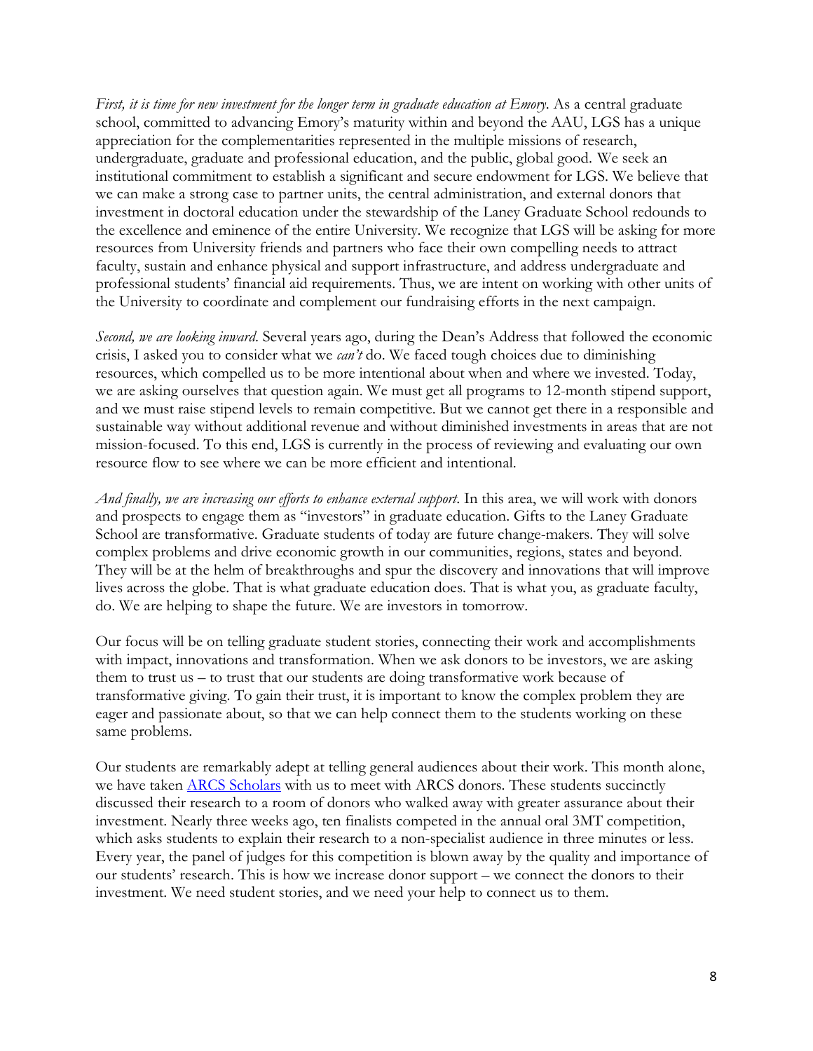*First, it is time for new investment for the longer term in graduate education at Emory.* As a central graduate school, committed to advancing Emory's maturity within and beyond the AAU, LGS has a unique appreciation for the complementarities represented in the multiple missions of research, undergraduate, graduate and professional education, and the public, global good. We seek an institutional commitment to establish a significant and secure endowment for LGS. We believe that we can make a strong case to partner units, the central administration, and external donors that investment in doctoral education under the stewardship of the Laney Graduate School redounds to the excellence and eminence of the entire University. We recognize that LGS will be asking for more resources from University friends and partners who face their own compelling needs to attract faculty, sustain and enhance physical and support infrastructure, and address undergraduate and professional students' financial aid requirements. Thus, we are intent on working with other units of the University to coordinate and complement our fundraising efforts in the next campaign.

*Second, we are looking inward.* Several years ago, during the Dean's Address that followed the economic crisis, I asked you to consider what we *can't* do. We faced tough choices due to diminishing resources, which compelled us to be more intentional about when and where we invested. Today, we are asking ourselves that question again. We must get all programs to 12-month stipend support, and we must raise stipend levels to remain competitive. But we cannot get there in a responsible and sustainable way without additional revenue and without diminished investments in areas that are not mission-focused. To this end, LGS is currently in the process of reviewing and evaluating our own resource flow to see where we can be more efficient and intentional.

*And finally, we are increasing our efforts to enhance external support.* In this area, we will work with donors and prospects to engage them as "investors" in graduate education. Gifts to the Laney Graduate School are transformative. Graduate students of today are future change-makers. They will solve complex problems and drive economic growth in our communities, regions, states and beyond. They will be at the helm of breakthroughs and spur the discovery and innovations that will improve lives across the globe. That is what graduate education does. That is what you, as graduate faculty, do. We are helping to shape the future. We are investors in tomorrow.

Our focus will be on telling graduate student stories, connecting their work and accomplishments with impact, innovations and transformation. When we ask donors to be investors, we are asking them to trust us – to trust that our students are doing transformative work because of transformative giving. To gain their trust, it is important to know the complex problem they are eager and passionate about, so that we can help connect them to the students working on these same problems.

Our students are remarkably adept at telling general audiences about their work. This month alone, we have taken ARCS Scholars with us to meet with ARCS donors. These students succinctly discussed their research to a room of donors who walked away with greater assurance about their investment. Nearly three weeks ago, ten finalists competed in the annual oral 3MT competition, which asks students to explain their research to a non-specialist audience in three minutes or less. Every year, the panel of judges for this competition is blown away by the quality and importance of our students' research. This is how we increase donor support – we connect the donors to their investment. We need student stories, and we need your help to connect us to them.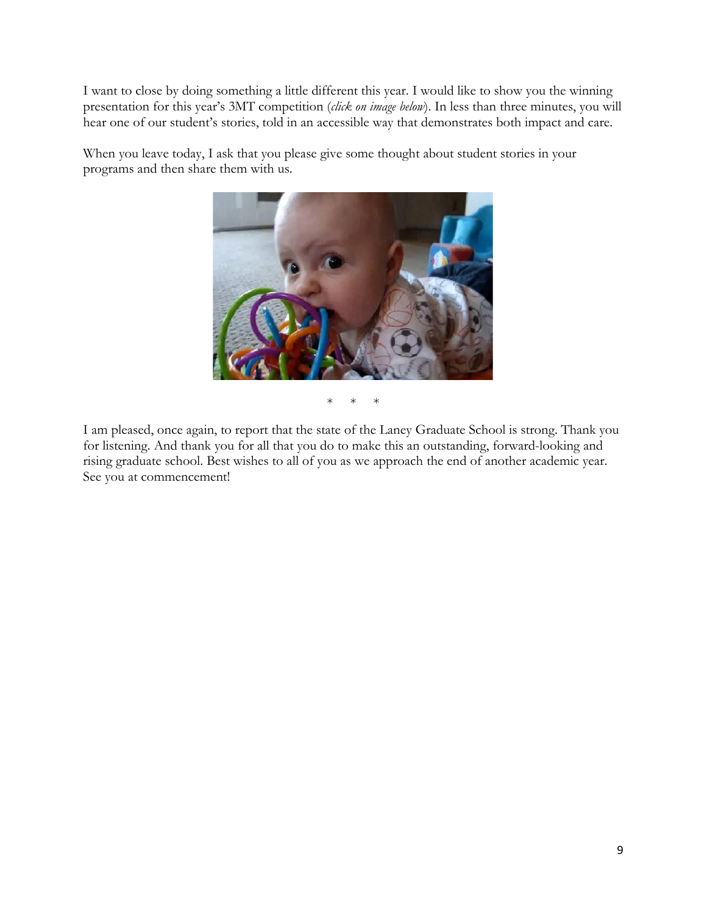I want to close by doing something a little different this year. I would like to show you the winning presentation for this year's 3MT competition (*click on image below*). In less than three minutes, you will hear one of our student's stories, told in an accessible way that demonstrates both impact and care.

When you leave today, I ask that you please give some thought about student stories in your programs and then share them with us.

\*    \*    \*

I am pleased, once again, to report that the state of the Laney Graduate School is strong. Thank you for listening. And thank you for all that you do to make this an outstanding, forward-looking and rising graduate school. Best wishes to all of you as we approach the end of another academic year. See you at commencement!